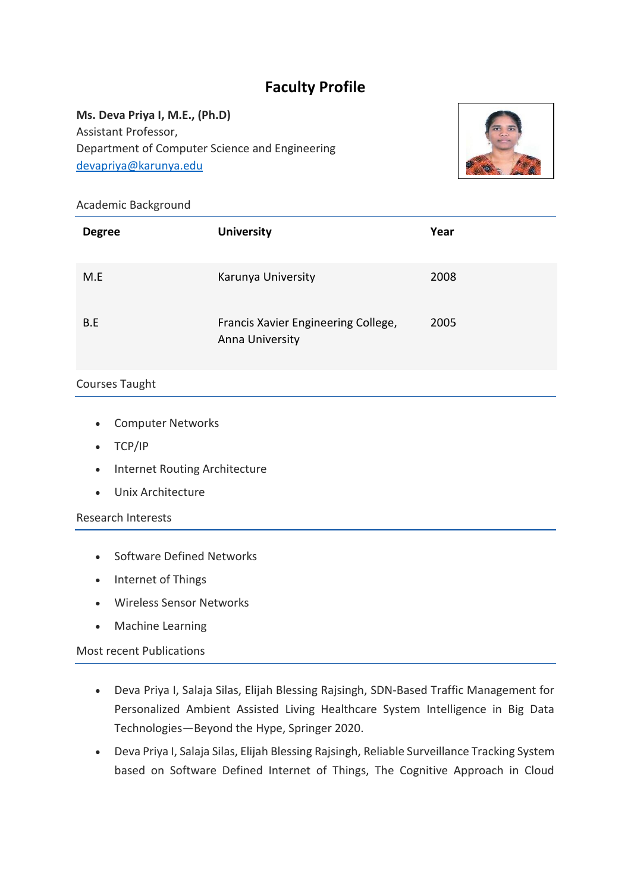# Faculty Profile

**Ms. Deva Priya I, M.E., (Ph.D)**
Assistant Professor,
Department of Computer Science and Engineering
devapriya@karunya.edu

## Academic Background

| Degree | University | Year |
|---|---|---|
| M.E | Karunya University | 2008 |
| B.E | Francis Xavier Engineering College, Anna University | 2005 |

## Courses Taught

- Computer Networks
- TCP/IP
- Internet Routing Architecture
- Unix Architecture

## Research Interests

- Software Defined Networks
- Internet of Things
- Wireless Sensor Networks
- Machine Learning

## Most recent Publications

- Deva Priya I, Salaja Silas, Elijah Blessing Rajsingh, SDN-Based Traffic Management for Personalized Ambient Assisted Living Healthcare System Intelligence in Big Data Technologies—Beyond the Hype, Springer 2020.
- Deva Priya I, Salaja Silas, Elijah Blessing Rajsingh, Reliable Surveillance Tracking System based on Software Defined Internet of Things, The Cognitive Approach in Cloud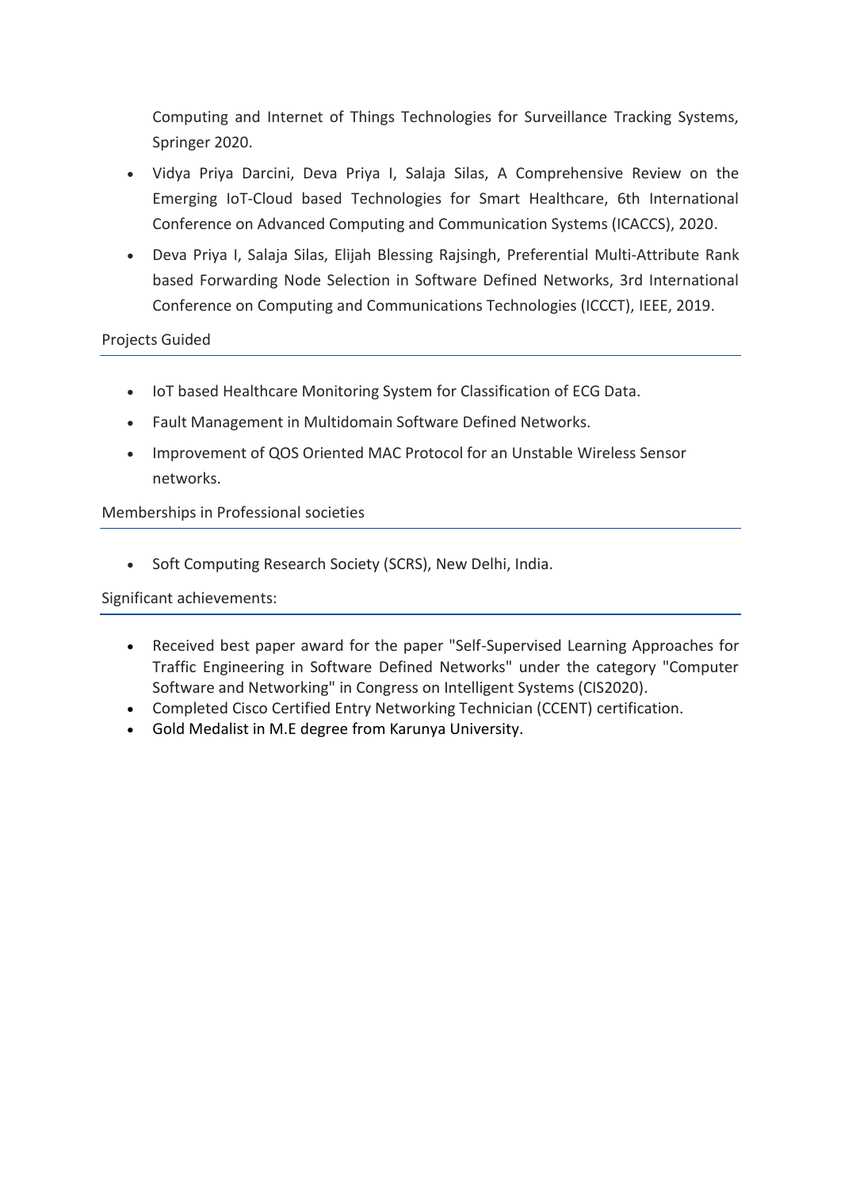Computing and Internet of Things Technologies for Surveillance Tracking Systems, Springer 2020.

- Vidya Priya Darcini, Deva Priya I, Salaja Silas, A Comprehensive Review on the Emerging IoT-Cloud based Technologies for Smart Healthcare, 6th International Conference on Advanced Computing and Communication Systems (ICACCS), 2020.
- Deva Priya I, Salaja Silas, Elijah Blessing Rajsingh, Preferential Multi-Attribute Rank based Forwarding Node Selection in Software Defined Networks, 3rd International Conference on Computing and Communications Technologies (ICCCT), IEEE, 2019.

## Projects Guided

- IoT based Healthcare Monitoring System for Classification of ECG Data.
- Fault Management in Multidomain Software Defined Networks.
- Improvement of QOS Oriented MAC Protocol for an Unstable Wireless Sensor networks.

## Memberships in Professional societies

- Soft Computing Research Society (SCRS), New Delhi, India.

## Significant achievements:

- Received best paper award for the paper "Self-Supervised Learning Approaches for Traffic Engineering in Software Defined Networks" under the category "Computer Software and Networking" in Congress on Intelligent Systems (CIS2020).
- Completed Cisco Certified Entry Networking Technician (CCENT) certification.
- Gold Medalist in M.E degree from Karunya University.